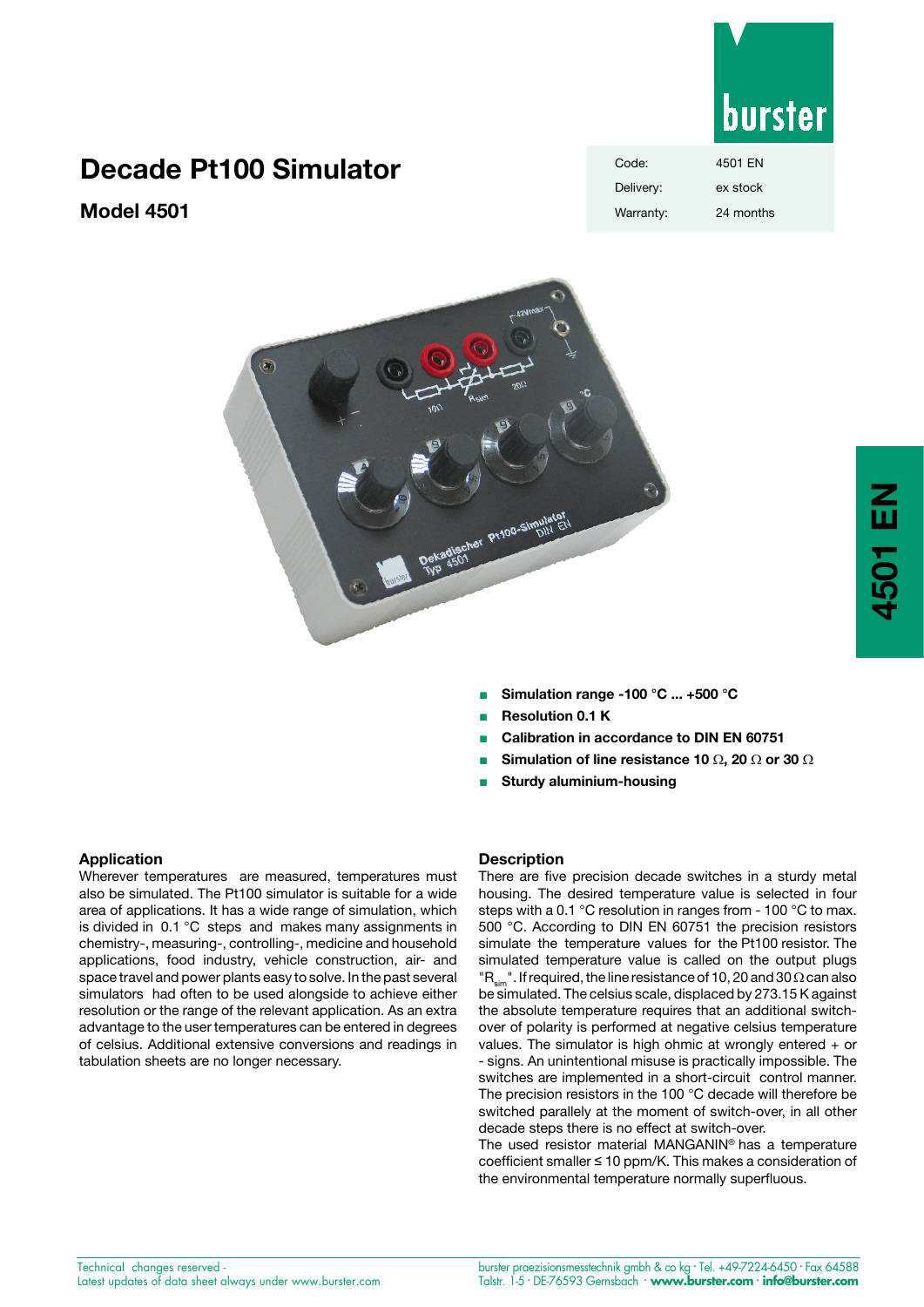# Decade Pt100 Simulator

## Model 4501

| Code: | 4501 EN |
|---|---|
| Delivery: | ex stock |
| Warranty: | 24 months |

- **Simulation range -100 °C ... +500 °C**
- **Resolution 0.1 K**
- **Calibration in accordance to DIN EN 60751**
- **Simulation of line resistance 10 Ω, 20 Ω or 30 Ω**
- **Sturdy aluminium-housing**

## Application

Wherever temperatures are measured, temperatures must also be simulated. The Pt100 simulator is suitable for a wide area of applications. It has a wide range of simulation, which is divided in 0.1 °C steps and makes many assignments in chemistry-, measuring-, controlling-, medicine and household applications, food industry, vehicle construction, air- and space travel and power plants easy to solve. In the past several simulators had often to be used alongside to achieve either resolution or the range of the relevant application. As an extra advantage to the user temperatures can be entered in degrees of celsius. Additional extensive conversions and readings in tabulation sheets are no longer necessary.

## Description

There are five precision decade switches in a sturdy metal housing. The desired temperature value is selected in four steps with a 0.1 °C resolution in ranges from - 100 °C to max. 500 °C. According to DIN EN 60751 the precision resistors simulate the temperature values for the Pt100 resistor. The simulated temperature value is called on the output plugs "$R_{sim}$". If required, the line resistance of 10, 20 and 30 Ω can also be simulated. The celsius scale, displaced by 273.15 K against the absolute temperature requires that an additional switch-over of polarity is performed at negative celsius temperature values. The simulator is high ohmic at wrongly entered + or - signs. An unintentional misuse is practically impossible. The switches are implemented in a short-circuit control manner. The precision resistors in the 100 °C decade will therefore be switched parallely at the moment of switch-over, in all other decade steps there is no effect at switch-over.
The used resistor material MANGANIN® has a temperature coefficient smaller ≤ 10 ppm/K. This makes a consideration of the environmental temperature normally superfluous.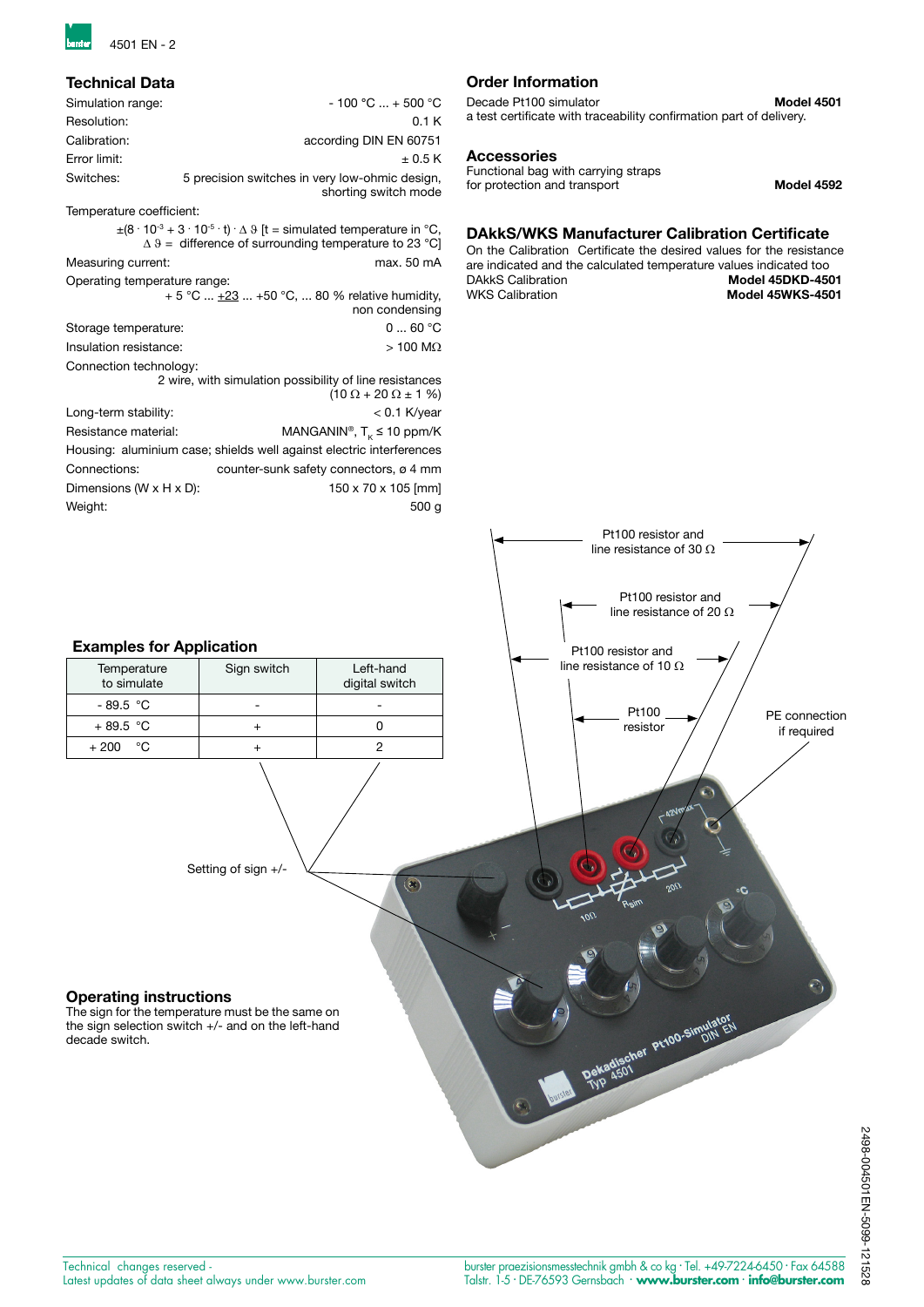## Technical Data

| | |
|---|---|
| Simulation range: | - 100 °C ... + 500 °C |
| Resolution: | 0.1 K |
| Calibration: | according DIN EN 60751 |
| Error limit: | ± 0.5 K |
| Switches: | 5 precision switches in very low-ohmic design, shorting switch mode |

Temperature coefficient:

$\pm(8 \cdot 10^{-3} + 3 \cdot 10^{-5} \cdot t) \cdot \Delta\vartheta$ [t = simulated temperature in °C, $\Delta\vartheta$ = difference of surrounding temperature to 23 °C]

| | |
|---|---|
| Measuring current: | max. 50 mA |

Operating temperature range:
+ 5 °C ... +23 ... +50 °C, ... 80 % relative humidity, non condensing

| | |
|---|---|
| Storage temperature: | 0 ... 60 °C |
| Insulation resistance: | > 100 MΩ |

Connection technology:
2 wire, with simulation possibility of line resistances (10 Ω + 20 Ω ± 1 %)

| | |
|---|---|
| Long-term stability: | < 0.1 K/year |
| Resistance material: | MANGANIN®, $T_K \leq 10$ ppm/K |

Housing: aluminium case; shields well against electric interferences

| | |
|---|---|
| Connections: | counter-sunk safety connectors, ø 4 mm |
| Dimensions (W x H x D): | 150 x 70 x 105 [mm] |
| Weight: | 500 g |

## Order Information

Decade Pt100 simulator **Model 4501**
a test certificate with traceability confirmation part of delivery.

## Accessories

Functional bag with carrying straps for protection and transport **Model 4592**

## DAkkS/WKS Manufacturer Calibration Certificate

On the Calibration Certificate the desired values for the resistance are indicated and the calculated temperature values indicated too

DAkkS Calibration **Model 45DKD-4501**
WKS Calibration **Model 45WKS-4501**

## Examples for Application

| Temperature to simulate | Sign switch | Left-hand digital switch |
|---|---|---|
| - 89.5 °C | - | - |
| + 89.5 °C | + | 0 |
| + 200 °C | + | 2 |

Setting of sign +/-

Pt100 resistor and line resistance of 30 Ω

Pt100 resistor and line resistance of 20 Ω

Pt100 resistor and line resistance of 10 Ω

Pt100 resistor

PE connection if required

## Operating instructions

The sign for the temperature must be the same on the sign selection switch +/- and on the left-hand decade switch.

Technical changes reserved -
Latest updates of data sheet always under www.burster.com

burster praezisionsmesstechnik gmbh & co kg · Tel. +49-7224-6450 · Fax 64588
Talstr. 1-5 · DE-76593 Gernsbach · **www.burster.com** · **info@burster.com**

2498-004501EN-5099-121528